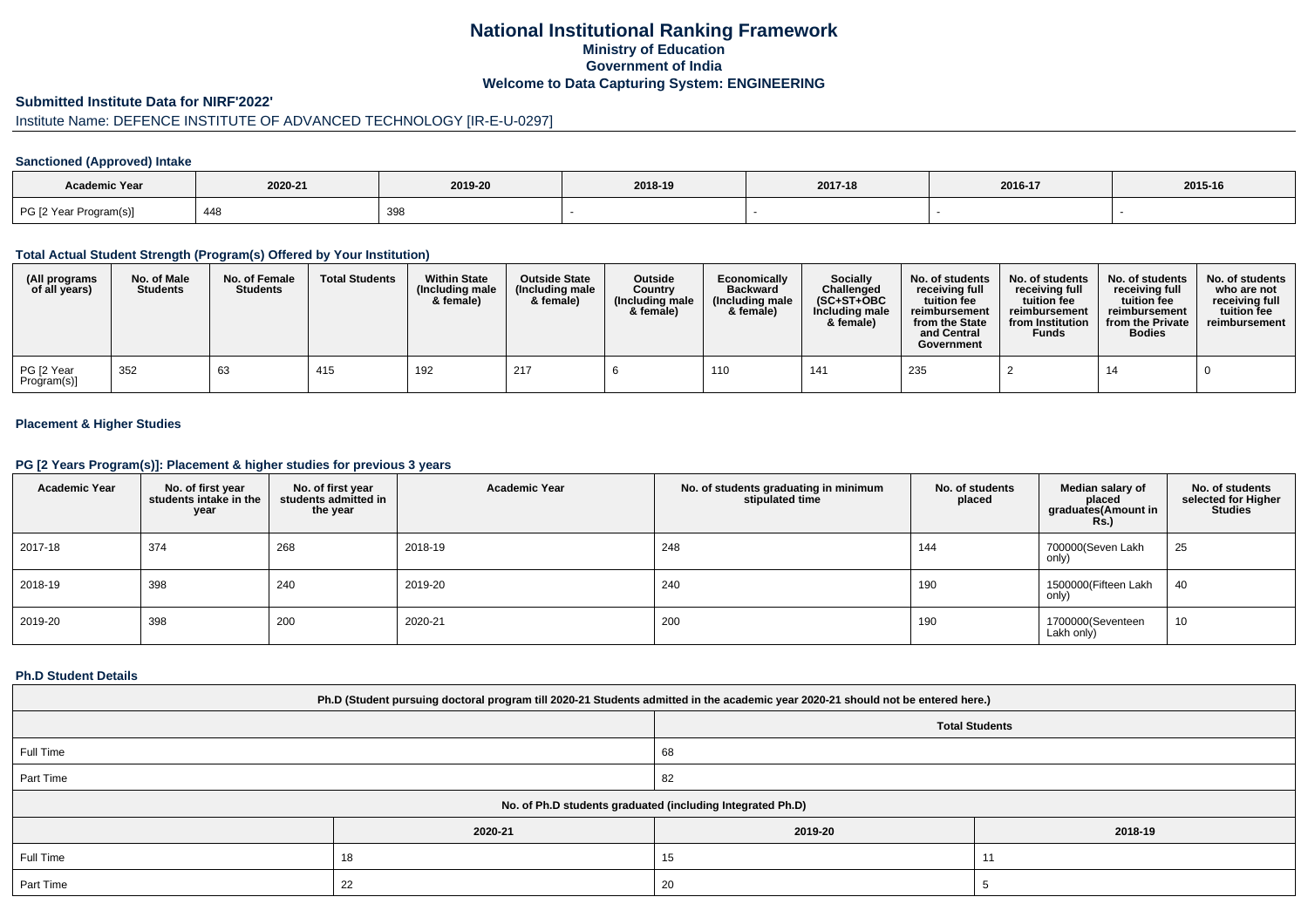# National Institutional Ranking Framework
## Ministry of Education
## Government of India
## Welcome to Data Capturing System: ENGINEERING

### Submitted Institute Data for NIRF'2022'

Institute Name: DEFENCE INSTITUTE OF ADVANCED TECHNOLOGY [IR-E-U-0297]

#### Sanctioned (Approved) Intake

| Academic Year | 2020-21 | 2019-20 | 2018-19 | 2017-18 | 2016-17 | 2015-16 |
|---|---|---|---|---|---|---|
| PG [2 Year Program(s)] | 448 | 398 | - | - | - | - |

#### Total Actual Student Strength (Program(s) Offered by Your Institution)

| (All programs of all years) | No. of Male Students | No. of Female Students | Total Students | Within State (Including male & female) | Outside State (Including male & female) | Outside Country (Including male & female) | Economically Backward (Including male & female) | Socially Challenged (SC+ST+OBC Including male & female) | No. of students receiving full tuition fee reimbursement from the State and Central Government | No. of students receiving full tuition fee reimbursement from Institution Funds | No. of students receiving full tuition fee reimbursement from the Private Bodies | No. of students who are not receiving full tuition fee reimbursement |
|---|---|---|---|---|---|---|---|---|---|---|---|---|
| PG [2 Year Program(s)] | 352 | 63 | 415 | 192 | 217 | 6 | 110 | 141 | 235 | 2 | 14 | 0 |

#### Placement & Higher Studies

#### PG [2 Years Program(s)]: Placement & higher studies for previous 3 years

| Academic Year | No. of first year students intake in the year | No. of first year students admitted in the year | Academic Year | No. of students graduating in minimum stipulated time | No. of students placed | Median salary of placed graduates(Amount in Rs.) | No. of students selected for Higher Studies |
|---|---|---|---|---|---|---|---|
| 2017-18 | 374 | 268 | 2018-19 | 248 | 144 | 700000(Seven Lakh only) | 25 |
| 2018-19 | 398 | 240 | 2019-20 | 240 | 190 | 1500000(Fifteen Lakh only) | 40 |
| 2019-20 | 398 | 200 | 2020-21 | 200 | 190 | 1700000(Seventeen Lakh only) | 10 |

#### Ph.D Student Details

| Ph.D (Student pursuing doctoral program till 2020-21 Students admitted in the academic year 2020-21 should not be entered here.) | | |
|---|---|---|
| | Total Students | |
| Full Time | 68 | |
| Part Time | 82 | |
| No. of Ph.D students graduated (including Integrated Ph.D) | | |
| | 2020-21 | 2019-20 | 2018-19 |
| Full Time | 18 | 15 | 11 |
| Part Time | 22 | 20 | 5 |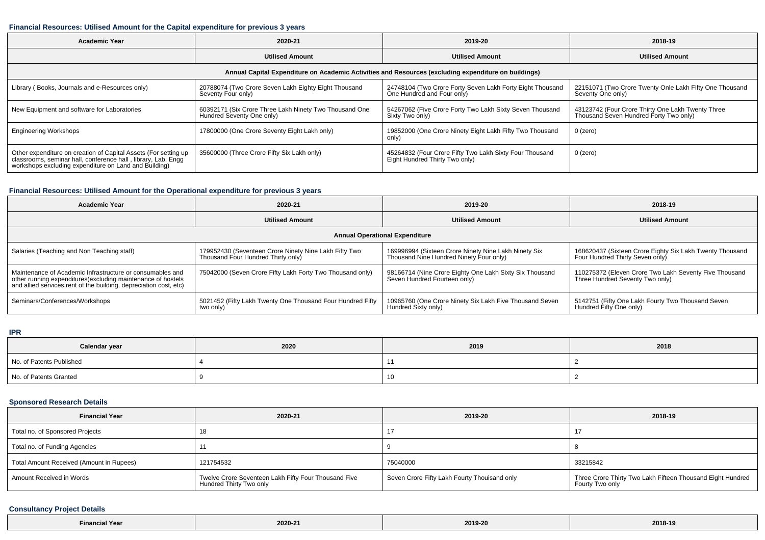### Financial Resources: Utilised Amount for the Capital expenditure for previous 3 years

| Academic Year | 2020-21 | 2019-20 | 2018-19 |
|---|---|---|---|
| | Utilised Amount | Utilised Amount | Utilised Amount |
| Annual Capital Expenditure on Academic Activities and Resources (excluding expenditure on buildings) | | | |
| Library ( Books, Journals and e-Resources only) | 20788074 (Two Crore Seven Lakh Eighty Eight Thousand Seventy Four only) | 24748104 (Two Crore Forty Seven Lakh Forty Eight Thousand One Hundred and Four only) | 22151071 (Two Crore Twenty Onle Lakh Fifty One Thousand Seventy One only) |
| New Equipment and software for Laboratories | 60392171 (Six Crore Three Lakh Ninety Two Thousand One Hundred Seventy One only) | 54267062 (Five Crore Forty Two Lakh Sixty Seven Thousand Sixty Two only) | 43123742 (Four Crore Thirty One Lakh Twenty Three Thousand Seven Hundred Forty Two only) |
| Engineering Workshops | 17800000 (One Crore Seventy Eight Lakh only) | 19852000 (One Crore Ninety Eight Lakh Fifty Two Thousand only) | 0 (zero) |
| Other expenditure on creation of Capital Assets (For setting up classrooms, seminar hall, conference hall , library, Lab, Engg workshops excluding expenditure on Land and Building) | 35600000 (Three Crore Fifty Six Lakh only) | 45264832 (Four Crore Fifty Two Lakh Sixty Four Thousand Eight Hundred Thirty Two only) | 0 (zero) |

### Financial Resources: Utilised Amount for the Operational expenditure for previous 3 years

| Academic Year | 2020-21 | 2019-20 | 2018-19 |
|---|---|---|---|
| | Utilised Amount | Utilised Amount | Utilised Amount |
| Annual Operational Expenditure | | | |
| Salaries (Teaching and Non Teaching staff) | 179952430 (Seventeen Crore Ninety Nine Lakh Fifty Two Thousand Four Hundred Thirty only) | 169996994 (Sixteen Crore Ninety Nine Lakh Ninety Six Thousand Nine Hundred Ninety Four only) | 168620437 (Sixteen Crore Eighty Six Lakh Twenty Thousand Four Hundred Thirty Seven only) |
| Maintenance of Academic Infrastructure or consumables and other running expenditures(excluding maintenance of hostels and allied services,rent of the building, depreciation cost, etc) | 75042000 (Seven Crore Fifty Lakh Forty Two Thousand only) | 98166714 (Nine Crore Eighty One Lakh Sixty Six Thousand Seven Hundred Fourteen only) | 110275372 (Eleven Crore Two Lakh Seventy Five Thousand Three Hundred Seventy Two only) |
| Seminars/Conferences/Workshops | 5021452 (Fifty Lakh Twenty One Thousand Four Hundred Fifty two only) | 10965760 (One Crore Ninety Six Lakh Five Thousand Seven Hundred Sixty only) | 5142751 (Fifty One Lakh Fourty Two Thousand Seven Hundred Fifty One only) |

### IPR

| Calendar year | 2020 | 2019 | 2018 |
|---|---|---|---|
| No. of Patents Published | 4 | 11 | 2 |
| No. of Patents Granted | 9 | 10 | 2 |

### Sponsored Research Details

| Financial Year | 2020-21 | 2019-20 | 2018-19 |
|---|---|---|---|
| Total no. of Sponsored Projects | 18 | 17 | 17 |
| Total no. of Funding Agencies | 11 | 9 | 8 |
| Total Amount Received (Amount in Rupees) | 121754532 | 75040000 | 33215842 |
| Amount Received in Words | Twelve Crore Seventeen Lakh Fifty Four Thousand Five Hundred Thirty Two only | Seven Crore Fifty Lakh Fourty Thouisand only | Three Crore Thirty Two Lakh Fifteen Thousand Eight Hundred Fourty Two only |

### Consultancy Project Details

| Financial Year | 2020-21 | 2019-20 | 2018-19 |
|---|---|---|---|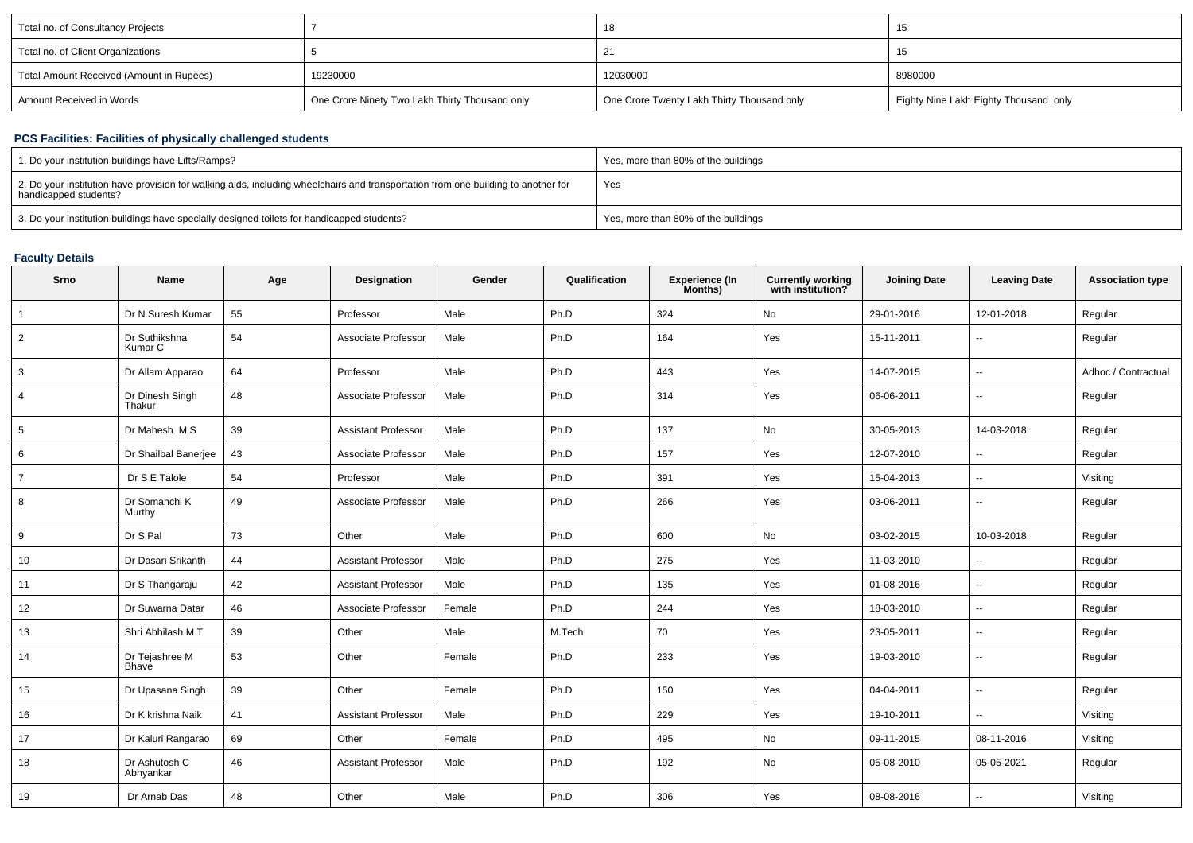| Total no. of Consultancy Projects | 7 | 18 | 15 |
|---|---|---|---|
| Total no. of Client Organizations | 5 | 21 | 15 |
| Total Amount Received (Amount in Rupees) | 19230000 | 12030000 | 8980000 |
| Amount Received in Words | One Crore Ninety Two Lakh Thirty Thousand only | One Crore Twenty Lakh Thirty Thousand only | Eighty Nine Lakh Eighty Thousand only |

### PCS Facilities: Facilities of physically challenged students

| 1. Do your institution buildings have Lifts/Ramps? | Yes, more than 80% of the buildings |
|---|---|
| 2. Do your institution have provision for walking aids, including wheelchairs and transportation from one building to another for handicapped students? | Yes |
| 3. Do your institution buildings have specially designed toilets for handicapped students? | Yes, more than 80% of the buildings |

### Faculty Details

| Srno | Name | Age | Designation | Gender | Qualification | Experience (In Months) | Currently working with institution? | Joining Date | Leaving Date | Association type |
|---|---|---|---|---|---|---|---|---|---|---|
| 1 | Dr N Suresh Kumar | 55 | Professor | Male | Ph.D | 324 | No | 29-01-2016 | 12-01-2018 | Regular |
| 2 | Dr Suthikshna Kumar C | 54 | Associate Professor | Male | Ph.D | 164 | Yes | 15-11-2011 | -- | Regular |
| 3 | Dr Allam Apparao | 64 | Professor | Male | Ph.D | 443 | Yes | 14-07-2015 | -- | Adhoc / Contractual |
| 4 | Dr Dinesh Singh Thakur | 48 | Associate Professor | Male | Ph.D | 314 | Yes | 06-06-2011 | -- | Regular |
| 5 | Dr Mahesh M S | 39 | Assistant Professor | Male | Ph.D | 137 | No | 30-05-2013 | 14-03-2018 | Regular |
| 6 | Dr Shailbal Banerjee | 43 | Associate Professor | Male | Ph.D | 157 | Yes | 12-07-2010 | -- | Regular |
| 7 | Dr S E Talole | 54 | Professor | Male | Ph.D | 391 | Yes | 15-04-2013 | -- | Visiting |
| 8 | Dr Somanchi K Murthy | 49 | Associate Professor | Male | Ph.D | 266 | Yes | 03-06-2011 | -- | Regular |
| 9 | Dr S Pal | 73 | Other | Male | Ph.D | 600 | No | 03-02-2015 | 10-03-2018 | Regular |
| 10 | Dr Dasari Srikanth | 44 | Assistant Professor | Male | Ph.D | 275 | Yes | 11-03-2010 | -- | Regular |
| 11 | Dr S Thangaraju | 42 | Assistant Professor | Male | Ph.D | 135 | Yes | 01-08-2016 | -- | Regular |
| 12 | Dr Suwarna Datar | 46 | Associate Professor | Female | Ph.D | 244 | Yes | 18-03-2010 | -- | Regular |
| 13 | Shri Abhilash M T | 39 | Other | Male | M.Tech | 70 | Yes | 23-05-2011 | -- | Regular |
| 14 | Dr Tejashree M Bhave | 53 | Other | Female | Ph.D | 233 | Yes | 19-03-2010 | -- | Regular |
| 15 | Dr Upasana Singh | 39 | Other | Female | Ph.D | 150 | Yes | 04-04-2011 | -- | Regular |
| 16 | Dr K krishna Naik | 41 | Assistant Professor | Male | Ph.D | 229 | Yes | 19-10-2011 | -- | Visiting |
| 17 | Dr Kaluri Rangarao | 69 | Other | Female | Ph.D | 495 | No | 09-11-2015 | 08-11-2016 | Visiting |
| 18 | Dr Ashutosh C Abhyankar | 46 | Assistant Professor | Male | Ph.D | 192 | No | 05-08-2010 | 05-05-2021 | Regular |
| 19 | Dr Arnab Das | 48 | Other | Male | Ph.D | 306 | Yes | 08-08-2016 | -- | Visiting |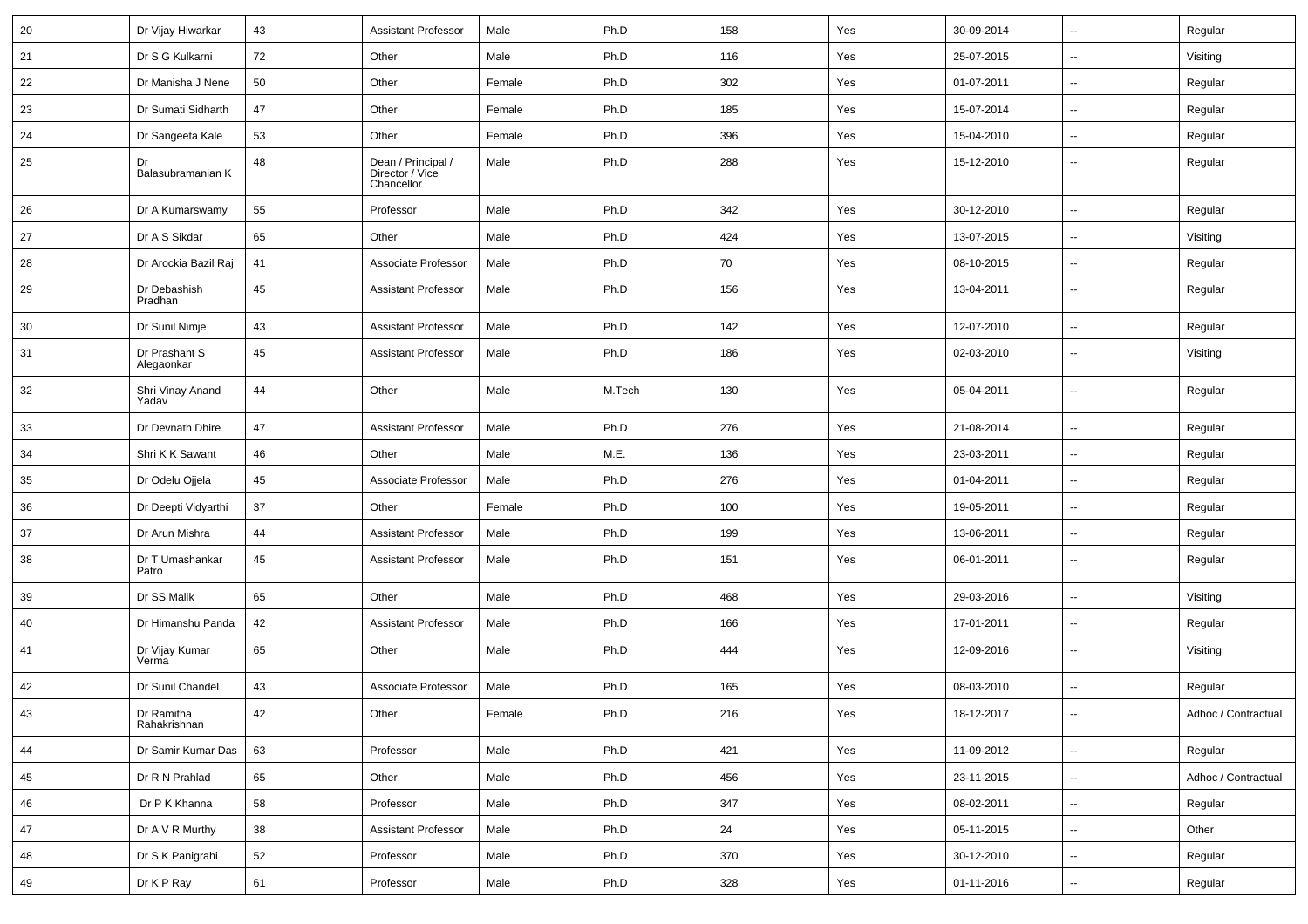| 20 | Dr Vijay Hiwarkar | 43 | Assistant Professor | Male | Ph.D | 158 | Yes | 30-09-2014 | -- | Regular |
|---|---|---|---|---|---|---|---|---|---|---|
| 21 | Dr S G Kulkarni | 72 | Other | Male | Ph.D | 116 | Yes | 25-07-2015 | -- | Visiting |
| 22 | Dr Manisha J Nene | 50 | Other | Female | Ph.D | 302 | Yes | 01-07-2011 | -- | Regular |
| 23 | Dr Sumati Sidharth | 47 | Other | Female | Ph.D | 185 | Yes | 15-07-2014 | -- | Regular |
| 24 | Dr Sangeeta Kale | 53 | Other | Female | Ph.D | 396 | Yes | 15-04-2010 | -- | Regular |
| 25 | Dr Balasubramanian K | 48 | Dean / Principal / Director / Vice Chancellor | Male | Ph.D | 288 | Yes | 15-12-2010 | -- | Regular |
| 26 | Dr A Kumarswamy | 55 | Professor | Male | Ph.D | 342 | Yes | 30-12-2010 | -- | Regular |
| 27 | Dr A S Sikdar | 65 | Other | Male | Ph.D | 424 | Yes | 13-07-2015 | -- | Visiting |
| 28 | Dr Arockia Bazil Raj | 41 | Associate Professor | Male | Ph.D | 70 | Yes | 08-10-2015 | -- | Regular |
| 29 | Dr Debashish Pradhan | 45 | Assistant Professor | Male | Ph.D | 156 | Yes | 13-04-2011 | -- | Regular |
| 30 | Dr Sunil Nimje | 43 | Assistant Professor | Male | Ph.D | 142 | Yes | 12-07-2010 | -- | Regular |
| 31 | Dr Prashant S Alegaonkar | 45 | Assistant Professor | Male | Ph.D | 186 | Yes | 02-03-2010 | -- | Visiting |
| 32 | Shri Vinay Anand Yadav | 44 | Other | Male | M.Tech | 130 | Yes | 05-04-2011 | -- | Regular |
| 33 | Dr Devnath Dhire | 47 | Assistant Professor | Male | Ph.D | 276 | Yes | 21-08-2014 | -- | Regular |
| 34 | Shri K K Sawant | 46 | Other | Male | M.E. | 136 | Yes | 23-03-2011 | -- | Regular |
| 35 | Dr Odelu Ojjela | 45 | Associate Professor | Male | Ph.D | 276 | Yes | 01-04-2011 | -- | Regular |
| 36 | Dr Deepti Vidyarthi | 37 | Other | Female | Ph.D | 100 | Yes | 19-05-2011 | -- | Regular |
| 37 | Dr Arun Mishra | 44 | Assistant Professor | Male | Ph.D | 199 | Yes | 13-06-2011 | -- | Regular |
| 38 | Dr T Umashankar Patro | 45 | Assistant Professor | Male | Ph.D | 151 | Yes | 06-01-2011 | -- | Regular |
| 39 | Dr SS Malik | 65 | Other | Male | Ph.D | 468 | Yes | 29-03-2016 | -- | Visiting |
| 40 | Dr Himanshu Panda | 42 | Assistant Professor | Male | Ph.D | 166 | Yes | 17-01-2011 | -- | Regular |
| 41 | Dr Vijay Kumar Verma | 65 | Other | Male | Ph.D | 444 | Yes | 12-09-2016 | -- | Visiting |
| 42 | Dr Sunil Chandel | 43 | Associate Professor | Male | Ph.D | 165 | Yes | 08-03-2010 | -- | Regular |
| 43 | Dr Ramitha Rahakrishnan | 42 | Other | Female | Ph.D | 216 | Yes | 18-12-2017 | -- | Adhoc / Contractual |
| 44 | Dr Samir Kumar Das | 63 | Professor | Male | Ph.D | 421 | Yes | 11-09-2012 | -- | Regular |
| 45 | Dr R N Prahlad | 65 | Other | Male | Ph.D | 456 | Yes | 23-11-2015 | -- | Adhoc / Contractual |
| 46 | Dr P K Khanna | 58 | Professor | Male | Ph.D | 347 | Yes | 08-02-2011 | -- | Regular |
| 47 | Dr A V R Murthy | 38 | Assistant Professor | Male | Ph.D | 24 | Yes | 05-11-2015 | -- | Other |
| 48 | Dr S K Panigrahi | 52 | Professor | Male | Ph.D | 370 | Yes | 30-12-2010 | -- | Regular |
| 49 | Dr K P Ray | 61 | Professor | Male | Ph.D | 328 | Yes | 01-11-2016 | -- | Regular |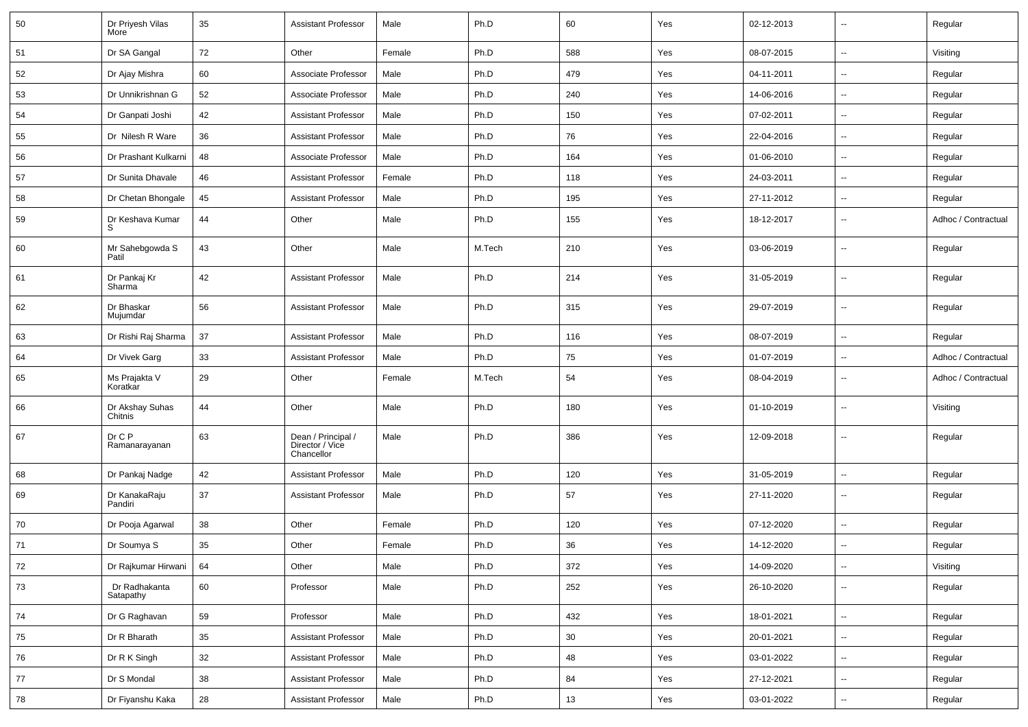| 50 | Dr Priyesh Vilas More | 35 | Assistant Professor | Male | Ph.D | 60 | Yes | 02-12-2013 | -- | Regular |
|---|---|---|---|---|---|---|---|---|---|---|
| 51 | Dr SA Gangal | 72 | Other | Female | Ph.D | 588 | Yes | 08-07-2015 | -- | Visiting |
| 52 | Dr Ajay Mishra | 60 | Associate Professor | Male | Ph.D | 479 | Yes | 04-11-2011 | -- | Regular |
| 53 | Dr Unnikrishnan G | 52 | Associate Professor | Male | Ph.D | 240 | Yes | 14-06-2016 | -- | Regular |
| 54 | Dr Ganpati Joshi | 42 | Assistant Professor | Male | Ph.D | 150 | Yes | 07-02-2011 | -- | Regular |
| 55 | Dr Nilesh R Ware | 36 | Assistant Professor | Male | Ph.D | 76 | Yes | 22-04-2016 | -- | Regular |
| 56 | Dr Prashant Kulkarni | 48 | Associate Professor | Male | Ph.D | 164 | Yes | 01-06-2010 | -- | Regular |
| 57 | Dr Sunita Dhavale | 46 | Assistant Professor | Female | Ph.D | 118 | Yes | 24-03-2011 | -- | Regular |
| 58 | Dr Chetan Bhongale | 45 | Assistant Professor | Male | Ph.D | 195 | Yes | 27-11-2012 | -- | Regular |
| 59 | Dr Keshava Kumar S | 44 | Other | Male | Ph.D | 155 | Yes | 18-12-2017 | -- | Adhoc / Contractual |
| 60 | Mr Sahebgowda S Patil | 43 | Other | Male | M.Tech | 210 | Yes | 03-06-2019 | -- | Regular |
| 61 | Dr Pankaj Kr Sharma | 42 | Assistant Professor | Male | Ph.D | 214 | Yes | 31-05-2019 | -- | Regular |
| 62 | Dr Bhaskar Mujumdar | 56 | Assistant Professor | Male | Ph.D | 315 | Yes | 29-07-2019 | -- | Regular |
| 63 | Dr Rishi Raj Sharma | 37 | Assistant Professor | Male | Ph.D | 116 | Yes | 08-07-2019 | -- | Regular |
| 64 | Dr Vivek Garg | 33 | Assistant Professor | Male | Ph.D | 75 | Yes | 01-07-2019 | -- | Adhoc / Contractual |
| 65 | Ms Prajakta V Koratkar | 29 | Other | Female | M.Tech | 54 | Yes | 08-04-2019 | -- | Adhoc / Contractual |
| 66 | Dr Akshay Suhas Chitnis | 44 | Other | Male | Ph.D | 180 | Yes | 01-10-2019 | -- | Visiting |
| 67 | Dr C P Ramanarayanan | 63 | Dean / Principal / Director / Vice Chancellor | Male | Ph.D | 386 | Yes | 12-09-2018 | -- | Regular |
| 68 | Dr Pankaj Nadge | 42 | Assistant Professor | Male | Ph.D | 120 | Yes | 31-05-2019 | -- | Regular |
| 69 | Dr KanakaRaju Pandiri | 37 | Assistant Professor | Male | Ph.D | 57 | Yes | 27-11-2020 | -- | Regular |
| 70 | Dr Pooja Agarwal | 38 | Other | Female | Ph.D | 120 | Yes | 07-12-2020 | -- | Regular |
| 71 | Dr Soumya S | 35 | Other | Female | Ph.D | 36 | Yes | 14-12-2020 | -- | Regular |
| 72 | Dr Rajkumar Hirwani | 64 | Other | Male | Ph.D | 372 | Yes | 14-09-2020 | -- | Visiting |
| 73 | Dr Radhakanta Satapathy | 60 | Professor | Male | Ph.D | 252 | Yes | 26-10-2020 | -- | Regular |
| 74 | Dr G Raghavan | 59 | Professor | Male | Ph.D | 432 | Yes | 18-01-2021 | -- | Regular |
| 75 | Dr R Bharath | 35 | Assistant Professor | Male | Ph.D | 30 | Yes | 20-01-2021 | -- | Regular |
| 76 | Dr R K Singh | 32 | Assistant Professor | Male | Ph.D | 48 | Yes | 03-01-2022 | -- | Regular |
| 77 | Dr S Mondal | 38 | Assistant Professor | Male | Ph.D | 84 | Yes | 27-12-2021 | -- | Regular |
| 78 | Dr Fiyanshu Kaka | 28 | Assistant Professor | Male | Ph.D | 13 | Yes | 03-01-2022 | -- | Regular |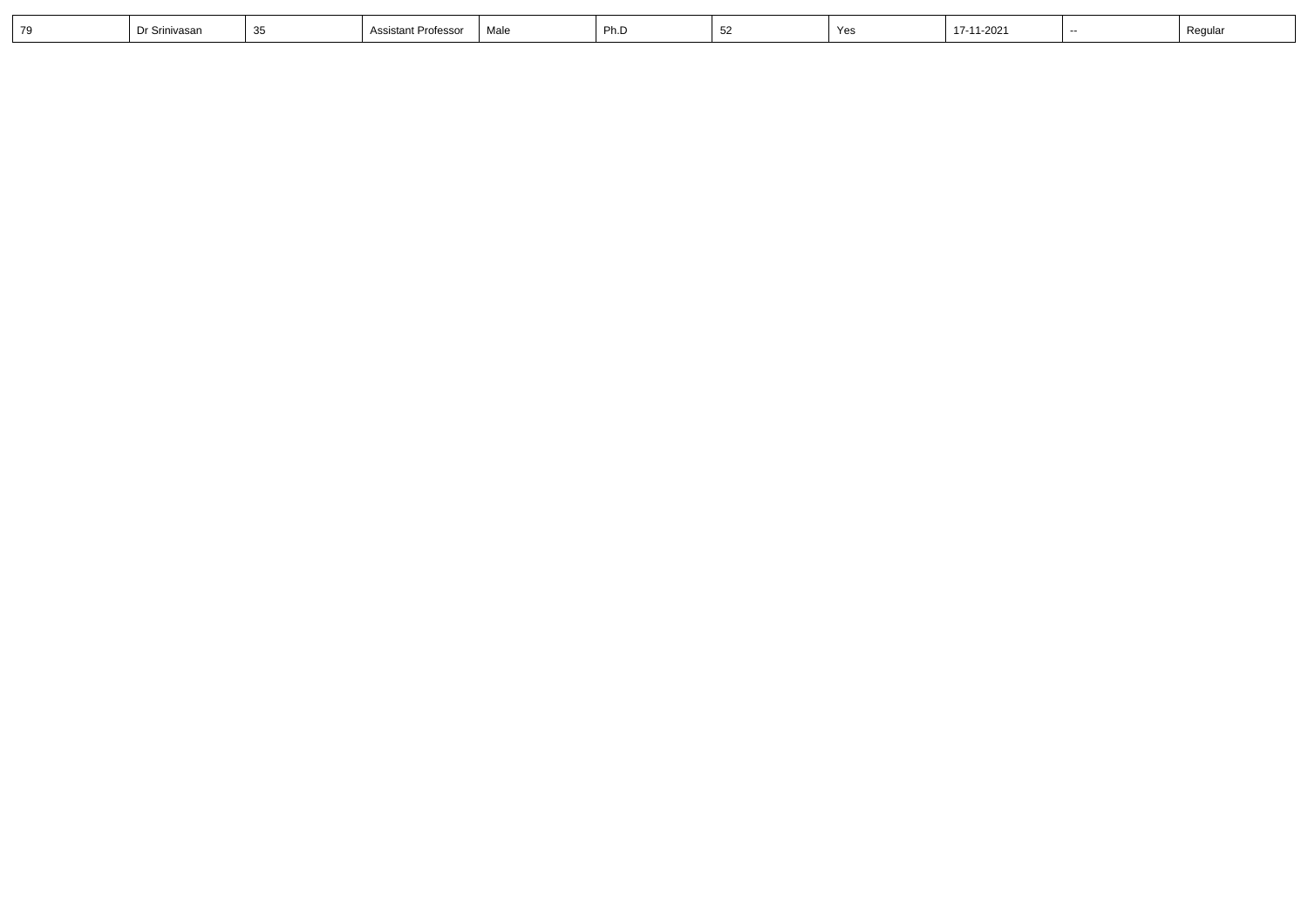| | | | | | | | | | | |
|---|---|---|---|---|---|---|---|---|---|---|
| 79 | Dr Srinivasan | 35 | Assistant Professor | Male | Ph.D | 52 | Yes | 17-11-2021 | -- | Regular |